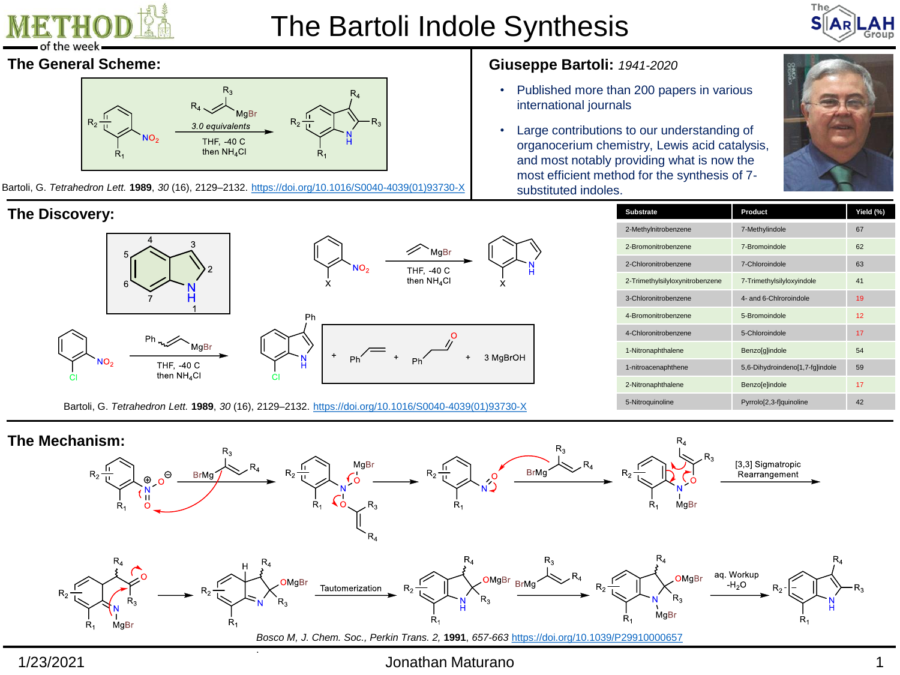# The Bartoli Indole Synthesis

## The General Scheme:

3.0 equivalents

THF, -40 C
then $NH_4Cl$

Bartoli, G. *Tetrahedron Lett.* **1989**, *30* (16), 2129–2132. https://doi.org/10.1016/S0040-4039(01)93730-X

## Giuseppe Bartoli: *1941-2020*

- Published more than 200 papers in various international journals
- Large contributions to our understanding of organocerium chemistry, Lewis acid catalysis, and most notably providing what is now the most efficient method for the synthesis of 7-substituted indoles.

## The Discovery:

THF, -40 C
then $NH_4Cl$

\+ Ph–CH=CH₂ + Ph–CH₂–CHO + 3 MgBrOH

Bartoli, G. *Tetrahedron Lett.* **1989**, *30* (16), 2129–2132. https://doi.org/10.1016/S0040-4039(01)93730-X

| Substrate | Product | Yield (%) |
|---|---|---|
| 2-Methylnitrobenzene | 7-Methylindole | 67 |
| 2-Bromonitrobenzene | 7-Bromoindole | 62 |
| 2-Chloronitrobenzene | 7-Chloroindole | 63 |
| 2-Trimethylsilyloxynitrobenzene | 7-Trimethylsilyloxyindole | 41 |
| 3-Chloronitrobenzene | 4- and 6-Chlroroindole | 19 |
| 4-Bromonitrobenzene | 5-Bromoindole | 12 |
| 4-Chloronitrobenzene | 5-Chloroindole | 17 |
| 1-Nitronaphthalene | Benzo[g]indole | 54 |
| 1-nitroacenaphthene | 5,6-Dihydroindeno[1,7-fg]indole | 59 |
| 2-Nitronaphthalene | Benzo[e]indole | 17 |
| 5-Nitroquinoline | Pyrrolo[2,3-f]quinoline | 42 |

## The Mechanism:

[3,3] Sigmatropic Rearrangement

Tautomerization

aq. Workup
$-H_2O$

Bosco M, *J. Chem. Soc., Perkin Trans. 2,* **1991**, *657-663* https://doi.org/10.1039/P29910000657

1/23/2021 Jonathan Maturano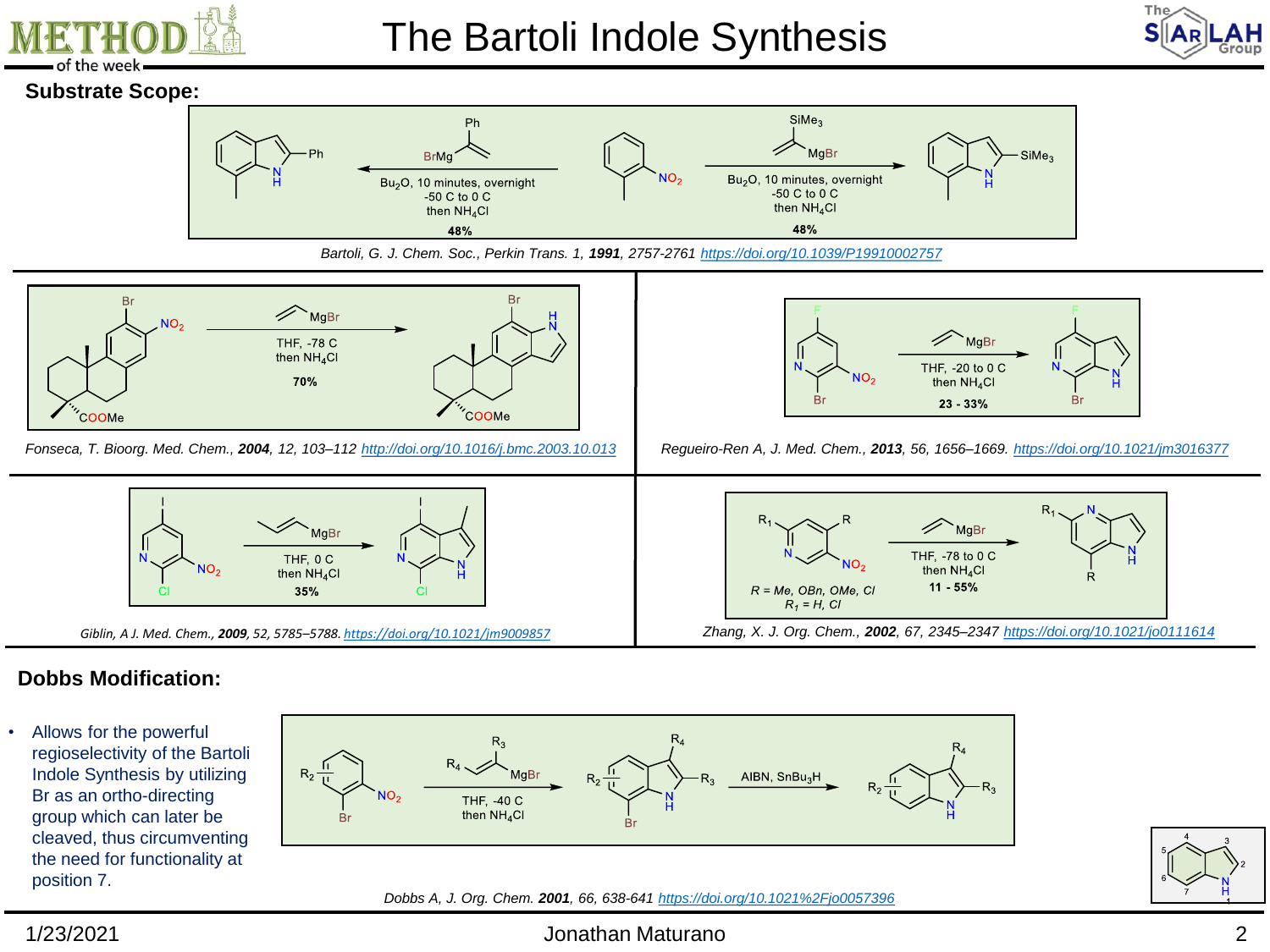# The Bartoli Indole Synthesis

## Substrate Scope:

Bu$_2$O, 10 minutes, overnight
-50 C to 0 C
then $NH_4Cl$
48%

Bu$_2$O, 10 minutes, overnight
-50 C to 0 C
then $NH_4Cl$
48%

*Bartoli, G. J. Chem. Soc., Perkin Trans. 1, **1991**, 2757-2761* https://doi.org/10.1039/P19910002757

THF, -78 C
then $NH_4Cl$
70%

*Fonseca, T. Bioorg. Med. Chem., **2004**, 12, 103–112* http://doi.org/10.1016/j.bmc.2003.10.013

THF, -20 to 0 C
then $NH_4Cl$
23 - 33%

*Regueiro-Ren A, J. Med. Chem., **2013**, 56, 1656–1669.* https://doi.org/10.1021/jm3016377

THF, 0 C
then $NH_4Cl$
35%

*Giblin, A J. Med. Chem., **2009**, 52, 5785–5788.* https://doi.org/10.1021/jm9009857

THF, -78 to 0 C
then $NH_4Cl$
11 - 55%

*R = Me, OBn, OMe, Cl*
*$R_1$ = H, Cl*

*Zhang, X. J. Org. Chem., **2002**, 67, 2345–2347* https://doi.org/10.1021/jo0111614

## Dobbs Modification:

- Allows for the powerful regioselectivity of the Bartoli Indole Synthesis by utilizing Br as an ortho-directing group which can later be cleaved, thus circumventing the need for functionality at position 7.

THF, -40 C
then $NH_4Cl$

AIBN, $SnBu_3H$

*Dobbs A, J. Org. Chem. **2001**, 66, 638-641* https://doi.org/10.1021%2Fjo0057396

1/23/2021 Jonathan Maturano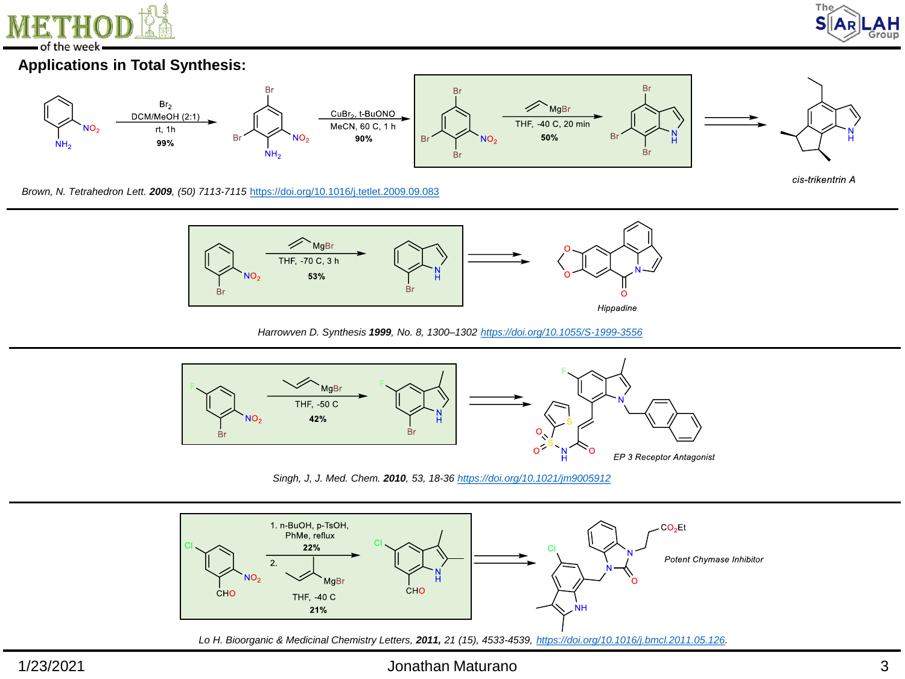## Applications in Total Synthesis:

$Br_2$
DCM/MeOH (2:1)
rt, 1h
**99%**

$CuBr_2$, t-BuONO
MeCN, 60 C, 1 h
**90%**

MgBr
THF, -40 C, 20 min
**50%**

*cis-trikentrin A*

*Brown, N. Tetrahedron Lett.* ***2009****, (50) 7113-7115* https://doi.org/10.1016/j.tetlet.2009.09.083

MgBr
THF, -70 C, 3 h
**53%**

*Hippadine*

*Harrowven D. Synthesis* ***1999****, No. 8, 1300–1302* https://doi.org/10.1055/S-1999-3556

MgBr
THF, -50 C
**42%**

*EP 3 Receptor Antagonist*

*Singh, J, J. Med. Chem.* ***2010****, 53, 18-36* https://doi.org/10.1021/jm9005912

1. n-BuOH, p-TsOH, PhMe, reflux
**22%**
2. MgBr
THF, -40 C
**21%**

*Potent Chymase Inhibitor*

*Lo H. Bioorganic & Medicinal Chemistry Letters,* ***2011,*** *21 (15), 4533-4539,* https://doi.org/10.1016/j.bmcl.2011.05.126.

1/23/2021

Jonathan Maturano